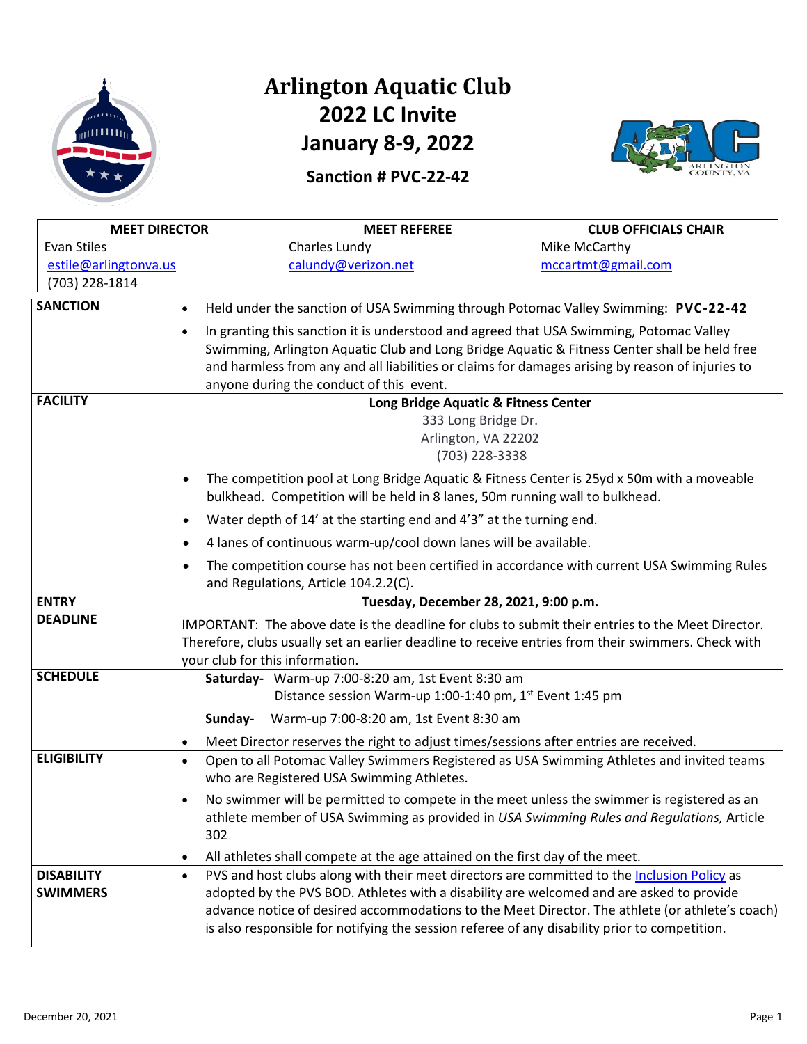# Arlington Aquatic Club
## 2022 LC Invite
## January 8-9, 2022

**Sanction # PVC-22-42**

| MEET DIRECTOR | MEET REFEREE | CLUB OFFICIALS CHAIR |
|---|---|---|
| Evan Stiles<br>estile@arlingtonva.us<br>(703) 228-1814 | Charles Lundy<br>calundy@verizon.net | Mike McCarthy<br>mccartmt@gmail.com |

| | |
|---|---|
| **SANCTION** | • Held under the sanction of USA Swimming through Potomac Valley Swimming: **PVC-22-42**<br>• In granting this sanction it is understood and agreed that USA Swimming, Potomac Valley Swimming, Arlington Aquatic Club and Long Bridge Aquatic & Fitness Center shall be held free and harmless from any and all liabilities or claims for damages arising by reason of injuries to anyone during the conduct of this event. |
| **FACILITY** | **Long Bridge Aquatic & Fitness Center**<br>333 Long Bridge Dr.<br>Arlington, VA 22202<br>(703) 228-3338<br>• The competition pool at Long Bridge Aquatic & Fitness Center is 25yd x 50m with a moveable bulkhead. Competition will be held in 8 lanes, 50m running wall to bulkhead.<br>• Water depth of 14' at the starting end and 4'3" at the turning end.<br>• 4 lanes of continuous warm-up/cool down lanes will be available.<br>• The competition course has not been certified in accordance with current USA Swimming Rules and Regulations, Article 104.2.2(C). |
| **ENTRY DEADLINE** | **Tuesday, December 28, 2021, 9:00 p.m.**<br>IMPORTANT: The above date is the deadline for clubs to submit their entries to the Meet Director. Therefore, clubs usually set an earlier deadline to receive entries from their swimmers. Check with your club for this information. |
| **SCHEDULE** | **Saturday-** Warm-up 7:00-8:20 am, 1st Event 8:30 am<br>Distance session Warm-up 1:00-1:40 pm, 1st Event 1:45 pm<br>**Sunday-** Warm-up 7:00-8:20 am, 1st Event 8:30 am<br>• Meet Director reserves the right to adjust times/sessions after entries are received. |
| **ELIGIBILITY** | • Open to all Potomac Valley Swimmers Registered as USA Swimming Athletes and invited teams who are Registered USA Swimming Athletes.<br>• No swimmer will be permitted to compete in the meet unless the swimmer is registered as an athlete member of USA Swimming as provided in *USA Swimming Rules and Regulations,* Article 302<br>• All athletes shall compete at the age attained on the first day of the meet. |
| **DISABILITY SWIMMERS** | • PVS and host clubs along with their meet directors are committed to the Inclusion Policy as adopted by the PVS BOD. Athletes with a disability are welcomed and are asked to provide advance notice of desired accommodations to the Meet Director. The athlete (or athlete's coach) is also responsible for notifying the session referee of any disability prior to competition. |

December 20, 2021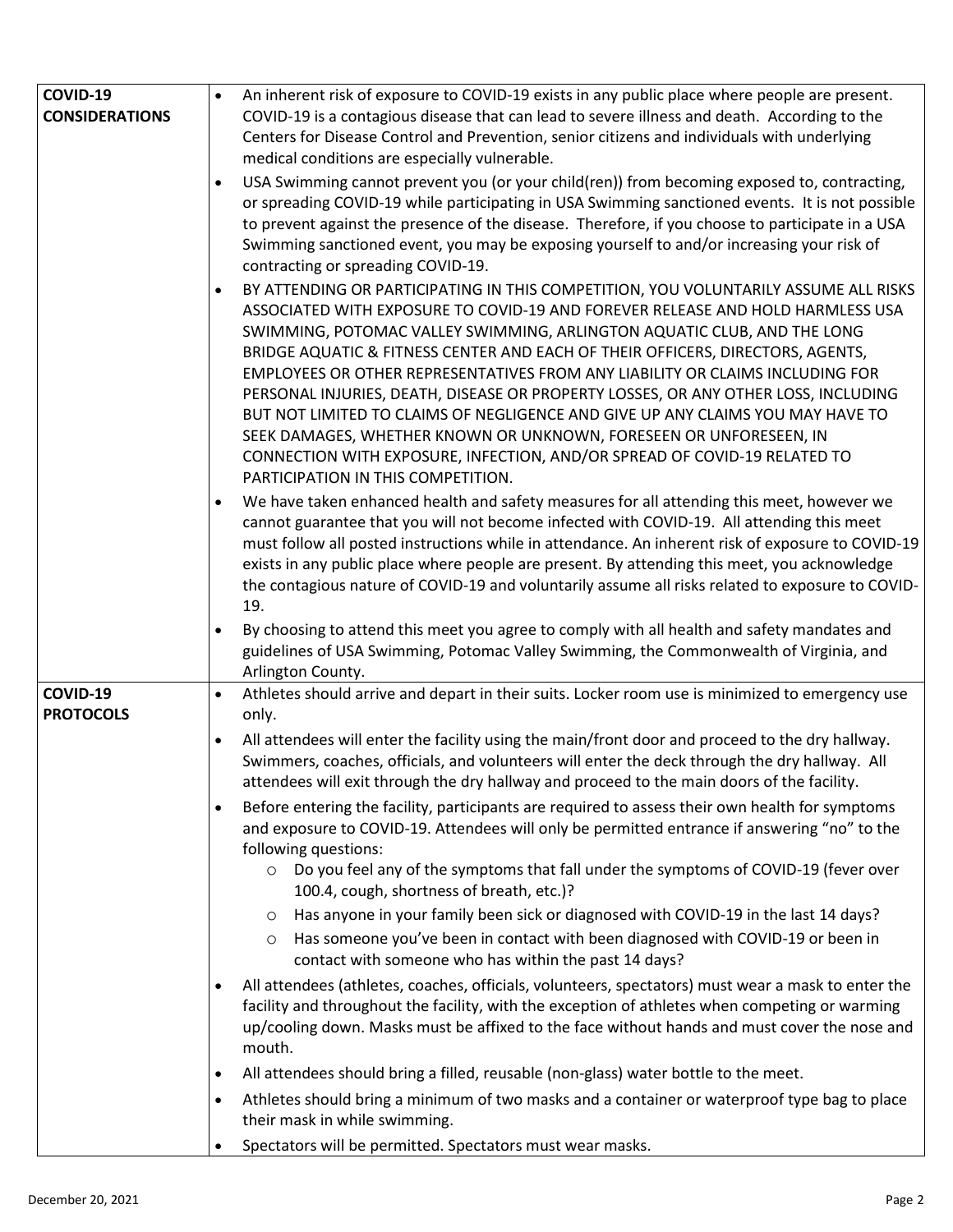| | |
|---|---|
| **COVID-19 CONSIDERATIONS** | • An inherent risk of exposure to COVID-19 exists in any public place where people are present. COVID-19 is a contagious disease that can lead to severe illness and death. According to the Centers for Disease Control and Prevention, senior citizens and individuals with underlying medical conditions are especially vulnerable.<br>• USA Swimming cannot prevent you (or your child(ren)) from becoming exposed to, contracting, or spreading COVID-19 while participating in USA Swimming sanctioned events. It is not possible to prevent against the presence of the disease. Therefore, if you choose to participate in a USA Swimming sanctioned event, you may be exposing yourself to and/or increasing your risk of contracting or spreading COVID-19.<br>• BY ATTENDING OR PARTICIPATING IN THIS COMPETITION, YOU VOLUNTARILY ASSUME ALL RISKS ASSOCIATED WITH EXPOSURE TO COVID-19 AND FOREVER RELEASE AND HOLD HARMLESS USA SWIMMING, POTOMAC VALLEY SWIMMING, ARLINGTON AQUATIC CLUB, AND THE LONG BRIDGE AQUATIC & FITNESS CENTER AND EACH OF THEIR OFFICERS, DIRECTORS, AGENTS, EMPLOYEES OR OTHER REPRESENTATIVES FROM ANY LIABILITY OR CLAIMS INCLUDING FOR PERSONAL INJURIES, DEATH, DISEASE OR PROPERTY LOSSES, OR ANY OTHER LOSS, INCLUDING BUT NOT LIMITED TO CLAIMS OF NEGLIGENCE AND GIVE UP ANY CLAIMS YOU MAY HAVE TO SEEK DAMAGES, WHETHER KNOWN OR UNKNOWN, FORESEEN OR UNFORESEEN, IN CONNECTION WITH EXPOSURE, INFECTION, AND/OR SPREAD OF COVID-19 RELATED TO PARTICIPATION IN THIS COMPETITION.<br>• We have taken enhanced health and safety measures for all attending this meet, however we cannot guarantee that you will not become infected with COVID-19. All attending this meet must follow all posted instructions while in attendance. An inherent risk of exposure to COVID-19 exists in any public place where people are present. By attending this meet, you acknowledge the contagious nature of COVID-19 and voluntarily assume all risks related to exposure to COVID-19.<br>• By choosing to attend this meet you agree to comply with all health and safety mandates and guidelines of USA Swimming, Potomac Valley Swimming, the Commonwealth of Virginia, and Arlington County. |
| **COVID-19 PROTOCOLS** | • Athletes should arrive and depart in their suits. Locker room use is minimized to emergency use only.<br>• All attendees will enter the facility using the main/front door and proceed to the dry hallway. Swimmers, coaches, officials, and volunteers will enter the deck through the dry hallway. All attendees will exit through the dry hallway and proceed to the main doors of the facility.<br>• Before entering the facility, participants are required to assess their own health for symptoms and exposure to COVID-19. Attendees will only be permitted entrance if answering "no" to the following questions:<br>&nbsp;&nbsp;&nbsp;&nbsp;○ Do you feel any of the symptoms that fall under the symptoms of COVID-19 (fever over 100.4, cough, shortness of breath, etc.)?<br>&nbsp;&nbsp;&nbsp;&nbsp;○ Has anyone in your family been sick or diagnosed with COVID-19 in the last 14 days?<br>&nbsp;&nbsp;&nbsp;&nbsp;○ Has someone you've been in contact with been diagnosed with COVID-19 or been in contact with someone who has within the past 14 days?<br>• All attendees (athletes, coaches, officials, volunteers, spectators) must wear a mask to enter the facility and throughout the facility, with the exception of athletes when competing or warming up/cooling down. Masks must be affixed to the face without hands and must cover the nose and mouth.<br>• All attendees should bring a filled, reusable (non-glass) water bottle to the meet.<br>• Athletes should bring a minimum of two masks and a container or waterproof type bag to place their mask in while swimming.<br>• Spectators will be permitted. Spectators must wear masks. |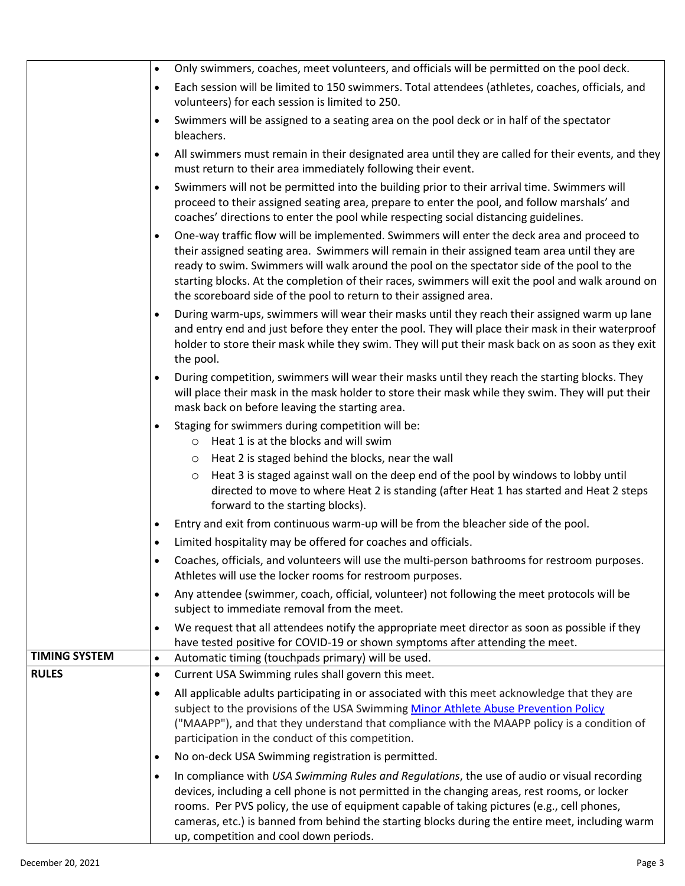| | |
|---|---|
| | • Only swimmers, coaches, meet volunteers, and officials will be permitted on the pool deck.<br>• Each session will be limited to 150 swimmers. Total attendees (athletes, coaches, officials, and volunteers) for each session is limited to 250.<br>• Swimmers will be assigned to a seating area on the pool deck or in half of the spectator bleachers.<br>• All swimmers must remain in their designated area until they are called for their events, and they must return to their area immediately following their event.<br>• Swimmers will not be permitted into the building prior to their arrival time. Swimmers will proceed to their assigned seating area, prepare to enter the pool, and follow marshals' and coaches' directions to enter the pool while respecting social distancing guidelines.<br>• One-way traffic flow will be implemented. Swimmers will enter the deck area and proceed to their assigned seating area. Swimmers will remain in their assigned team area until they are ready to swim. Swimmers will walk around the pool on the spectator side of the pool to the starting blocks. At the completion of their races, swimmers will exit the pool and walk around on the scoreboard side of the pool to return to their assigned area.<br>• During warm-ups, swimmers will wear their masks until they reach their assigned warm up lane and entry end and just before they enter the pool. They will place their mask in their waterproof holder to store their mask while they swim. They will put their mask back on as soon as they exit the pool.<br>• During competition, swimmers will wear their masks until they reach the starting blocks. They will place their mask in the mask holder to store their mask while they swim. They will put their mask back on before leaving the starting area.<br>• Staging for swimmers during competition will be:<br>  ○ Heat 1 is at the blocks and will swim<br>  ○ Heat 2 is staged behind the blocks, near the wall<br>  ○ Heat 3 is staged against wall on the deep end of the pool by windows to lobby until directed to move to where Heat 2 is standing (after Heat 1 has started and Heat 2 steps forward to the starting blocks).<br>• Entry and exit from continuous warm-up will be from the bleacher side of the pool.<br>• Limited hospitality may be offered for coaches and officials.<br>• Coaches, officials, and volunteers will use the multi-person bathrooms for restroom purposes. Athletes will use the locker rooms for restroom purposes.<br>• Any attendee (swimmer, coach, official, volunteer) not following the meet protocols will be subject to immediate removal from the meet.<br>• We request that all attendees notify the appropriate meet director as soon as possible if they have tested positive for COVID-19 or shown symptoms after attending the meet. |
| **TIMING SYSTEM** | • Automatic timing (touchpads primary) will be used. |
| **RULES** | • Current USA Swimming rules shall govern this meet.<br>• All applicable adults participating in or associated with this meet acknowledge that they are subject to the provisions of the USA Swimming Minor Athlete Abuse Prevention Policy ("MAAPP"), and that they understand that compliance with the MAAPP policy is a condition of participation in the conduct of this competition.<br>• No on-deck USA Swimming registration is permitted.<br>• In compliance with *USA Swimming Rules and Regulations*, the use of audio or visual recording devices, including a cell phone is not permitted in the changing areas, rest rooms, or locker rooms. Per PVS policy, the use of equipment capable of taking pictures (e.g., cell phones, cameras, etc.) is banned from behind the starting blocks during the entire meet, including warm up, competition and cool down periods. |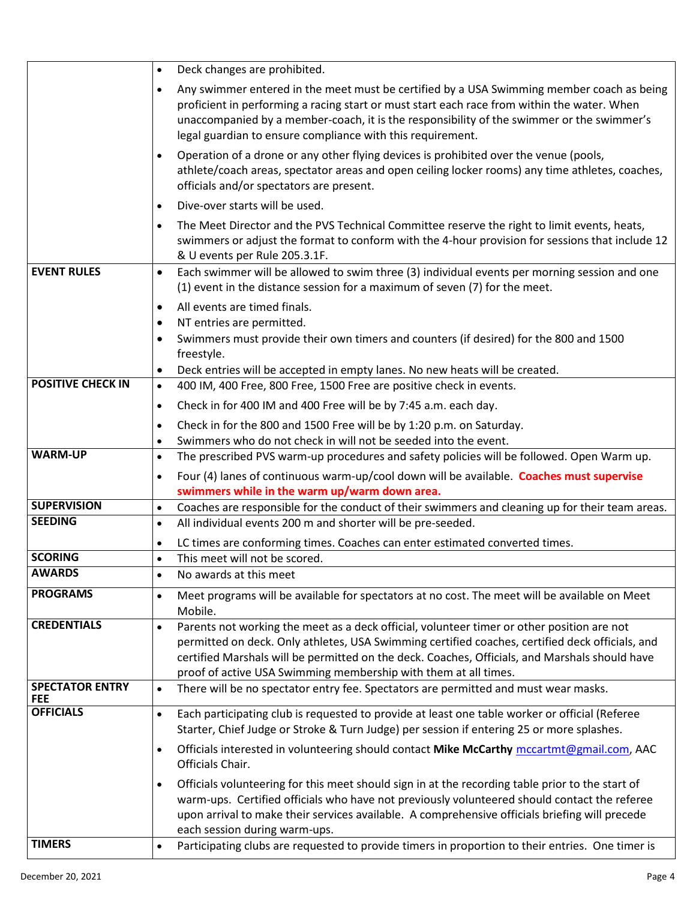| | |
|---|---|
| | • Deck changes are prohibited.<br>• Any swimmer entered in the meet must be certified by a USA Swimming member coach as being proficient in performing a racing start or must start each race from within the water. When unaccompanied by a member-coach, it is the responsibility of the swimmer or the swimmer's legal guardian to ensure compliance with this requirement.<br>• Operation of a drone or any other flying devices is prohibited over the venue (pools, athlete/coach areas, spectator areas and open ceiling locker rooms) any time athletes, coaches, officials and/or spectators are present.<br>• Dive-over starts will be used.<br>• The Meet Director and the PVS Technical Committee reserve the right to limit events, heats, swimmers or adjust the format to conform with the 4-hour provision for sessions that include 12 & U events per Rule 205.3.1F. |
| **EVENT RULES** | • Each swimmer will be allowed to swim three (3) individual events per morning session and one (1) event in the distance session for a maximum of seven (7) for the meet.<br>• All events are timed finals.<br>• NT entries are permitted.<br>• Swimmers must provide their own timers and counters (if desired) for the 800 and 1500 freestyle.<br>• Deck entries will be accepted in empty lanes. No new heats will be created. |
| **POSITIVE CHECK IN** | • 400 IM, 400 Free, 800 Free, 1500 Free are positive check in events.<br>• Check in for 400 IM and 400 Free will be by 7:45 a.m. each day.<br>• Check in for the 800 and 1500 Free will be by 1:20 p.m. on Saturday.<br>• Swimmers who do not check in will not be seeded into the event. |
| **WARM-UP** | • The prescribed PVS warm-up procedures and safety policies will be followed. Open Warm up.<br>• Four (4) lanes of continuous warm-up/cool down will be available. **Coaches must supervise swimmers while in the warm up/warm down area.** |
| **SUPERVISION** | • Coaches are responsible for the conduct of their swimmers and cleaning up for their team areas. |
| **SEEDING** | • All individual events 200 m and shorter will be pre-seeded.<br>• LC times are conforming times. Coaches can enter estimated converted times. |
| **SCORING** | • This meet will not be scored. |
| **AWARDS** | • No awards at this meet |
| **PROGRAMS** | • Meet programs will be available for spectators at no cost. The meet will be available on Meet Mobile. |
| **CREDENTIALS** | • Parents not working the meet as a deck official, volunteer timer or other position are not permitted on deck. Only athletes, USA Swimming certified coaches, certified deck officials, and certified Marshals will be permitted on the deck. Coaches, Officials, and Marshals should have proof of active USA Swimming membership with them at all times. |
| **SPECTATOR ENTRY FEE** | • There will be no spectator entry fee. Spectators are permitted and must wear masks. |
| **OFFICIALS** | • Each participating club is requested to provide at least one table worker or official (Referee Starter, Chief Judge or Stroke & Turn Judge) per session if entering 25 or more splashes.<br>• Officials interested in volunteering should contact **Mike McCarthy** mccartmt@gmail.com, AAC Officials Chair.<br>• Officials volunteering for this meet should sign in at the recording table prior to the start of warm-ups. Certified officials who have not previously volunteered should contact the referee upon arrival to make their services available. A comprehensive officials briefing will precede each session during warm-ups. |
| **TIMERS** | • Participating clubs are requested to provide timers in proportion to their entries. One timer is |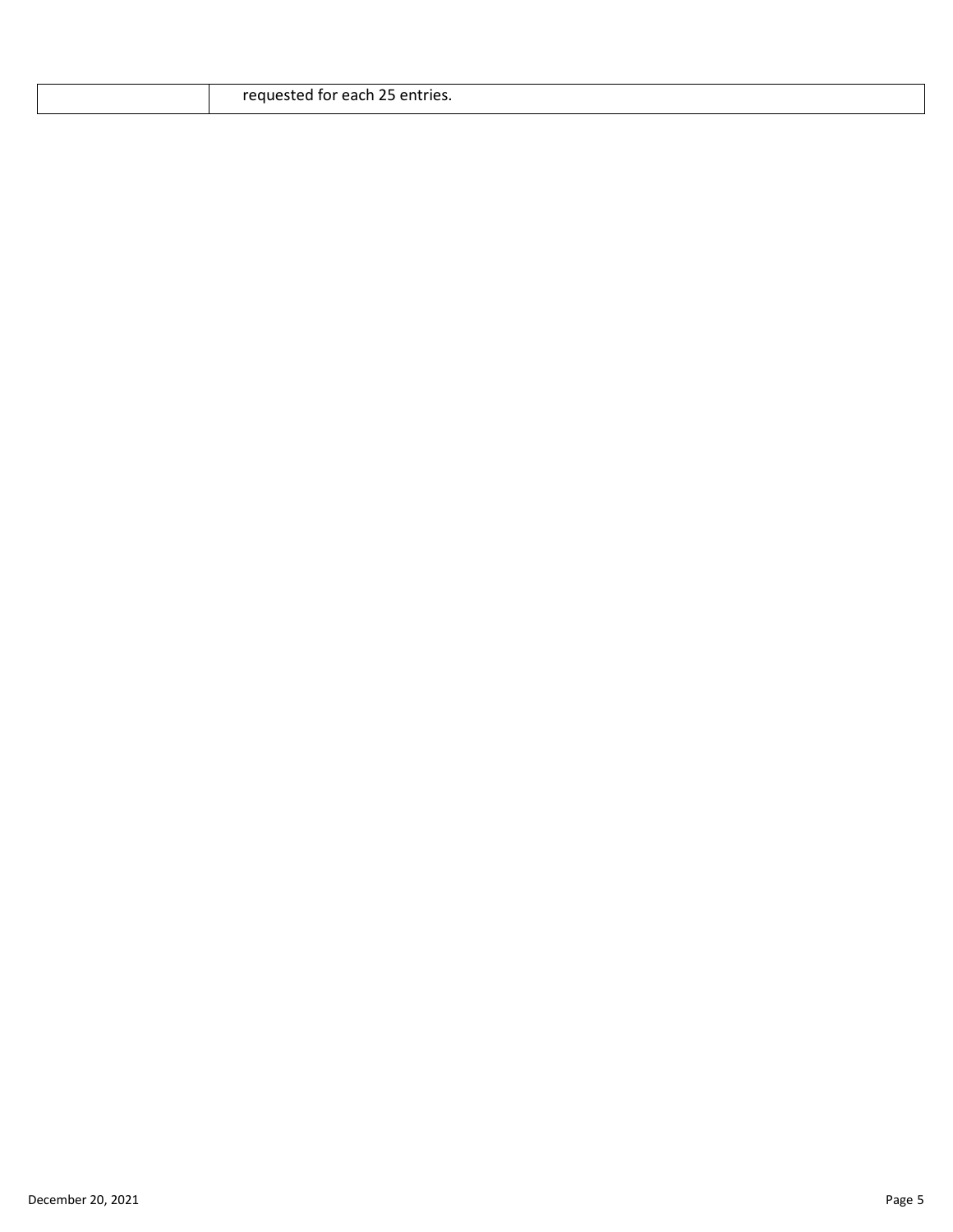| | |
|---|---|
| | requested for each 25 entries. |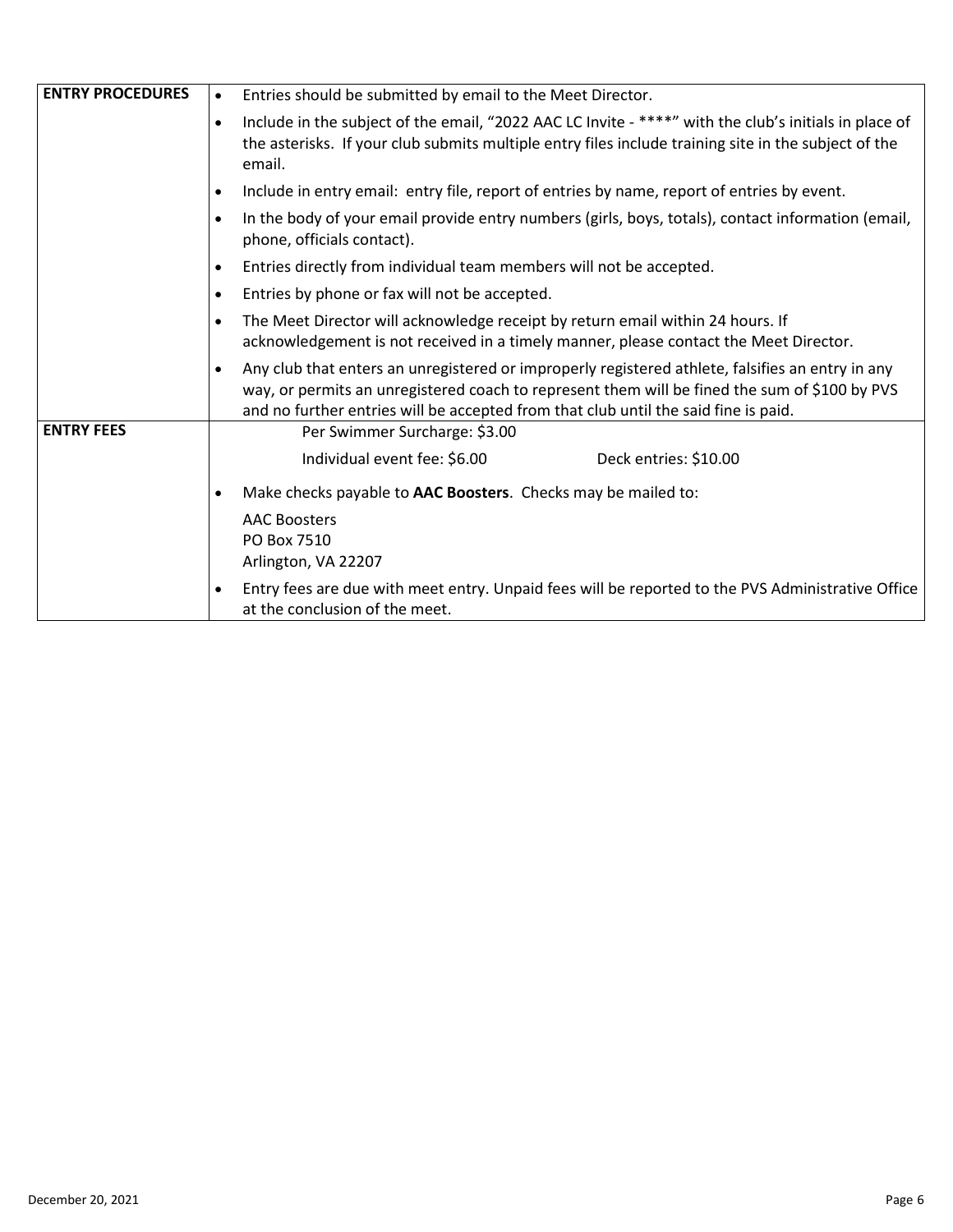| | |
|---|---|
| **ENTRY PROCEDURES** | • Entries should be submitted by email to the Meet Director.<br>• Include in the subject of the email, "2022 AAC LC Invite - ****" with the club's initials in place of the asterisks. If your club submits multiple entry files include training site in the subject of the email.<br>• Include in entry email: entry file, report of entries by name, report of entries by event.<br>• In the body of your email provide entry numbers (girls, boys, totals), contact information (email, phone, officials contact).<br>• Entries directly from individual team members will not be accepted.<br>• Entries by phone or fax will not be accepted.<br>• The Meet Director will acknowledge receipt by return email within 24 hours. If acknowledgement is not received in a timely manner, please contact the Meet Director.<br>• Any club that enters an unregistered or improperly registered athlete, falsifies an entry in any way, or permits an unregistered coach to represent them will be fined the sum of $100 by PVS and no further entries will be accepted from that club until the said fine is paid. |
| **ENTRY FEES** | Per Swimmer Surcharge: $3.00<br>Individual event fee: $6.00 Deck entries: $10.00<br>• Make checks payable to **AAC Boosters**. Checks may be mailed to:<br>AAC Boosters<br>PO Box 7510<br>Arlington, VA 22207<br>• Entry fees are due with meet entry. Unpaid fees will be reported to the PVS Administrative Office at the conclusion of the meet. |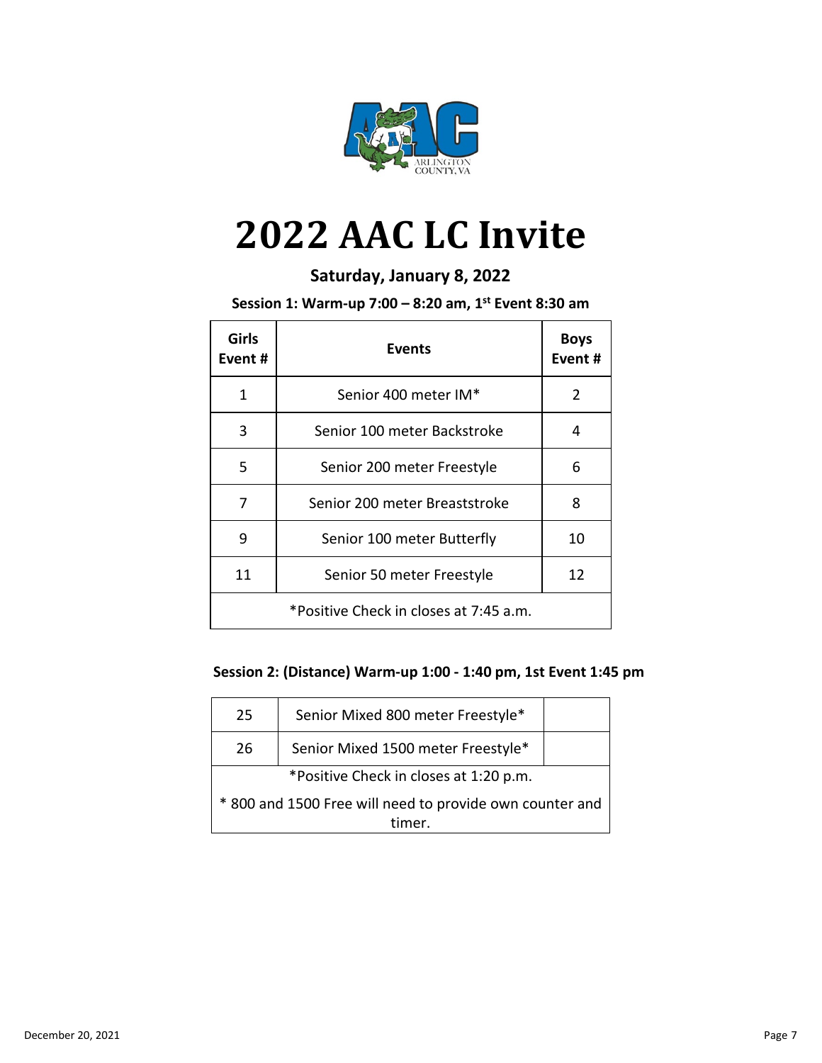# 2022 AAC LC Invite

**Saturday, January 8, 2022**

**Session 1: Warm-up 7:00 – 8:20 am, 1st Event 8:30 am**

| Girls Event # | Events | Boys Event # |
|---|---|---|
| 1 | Senior 400 meter IM* | 2 |
| 3 | Senior 100 meter Backstroke | 4 |
| 5 | Senior 200 meter Freestyle | 6 |
| 7 | Senior 200 meter Breaststroke | 8 |
| 9 | Senior 100 meter Butterfly | 10 |
| 11 | Senior 50 meter Freestyle | 12 |
| *Positive Check in closes at 7:45 a.m. | | |

**Session 2: (Distance) Warm-up 1:00 - 1:40 pm, 1st Event 1:45 pm**

| | | |
|---|---|---|
| 25 | Senior Mixed 800 meter Freestyle* | |
| 26 | Senior Mixed 1500 meter Freestyle* | |
| *Positive Check in closes at 1:20 p.m. | | |
| * 800 and 1500 Free will need to provide own counter and timer. | | |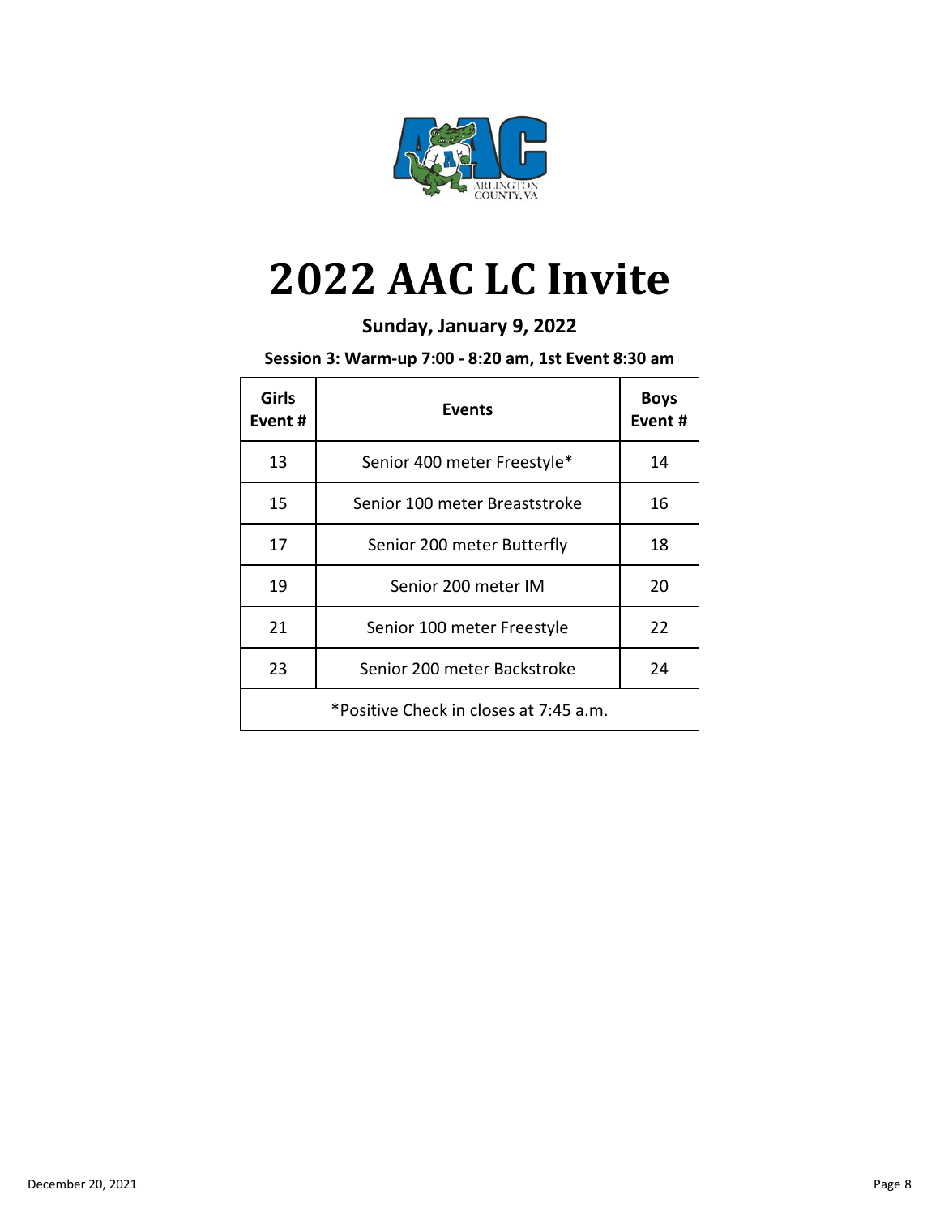# 2022 AAC LC Invite

**Sunday, January 9, 2022**

**Session 3: Warm-up 7:00 - 8:20 am, 1st Event 8:30 am**

| Girls Event # | Events | Boys Event # |
|---|---|---|
| 13 | Senior 400 meter Freestyle* | 14 |
| 15 | Senior 100 meter Breaststroke | 16 |
| 17 | Senior 200 meter Butterfly | 18 |
| 19 | Senior 200 meter IM | 20 |
| 21 | Senior 100 meter Freestyle | 22 |
| 23 | Senior 200 meter Backstroke | 24 |
| *Positive Check in closes at 7:45 a.m. | | |